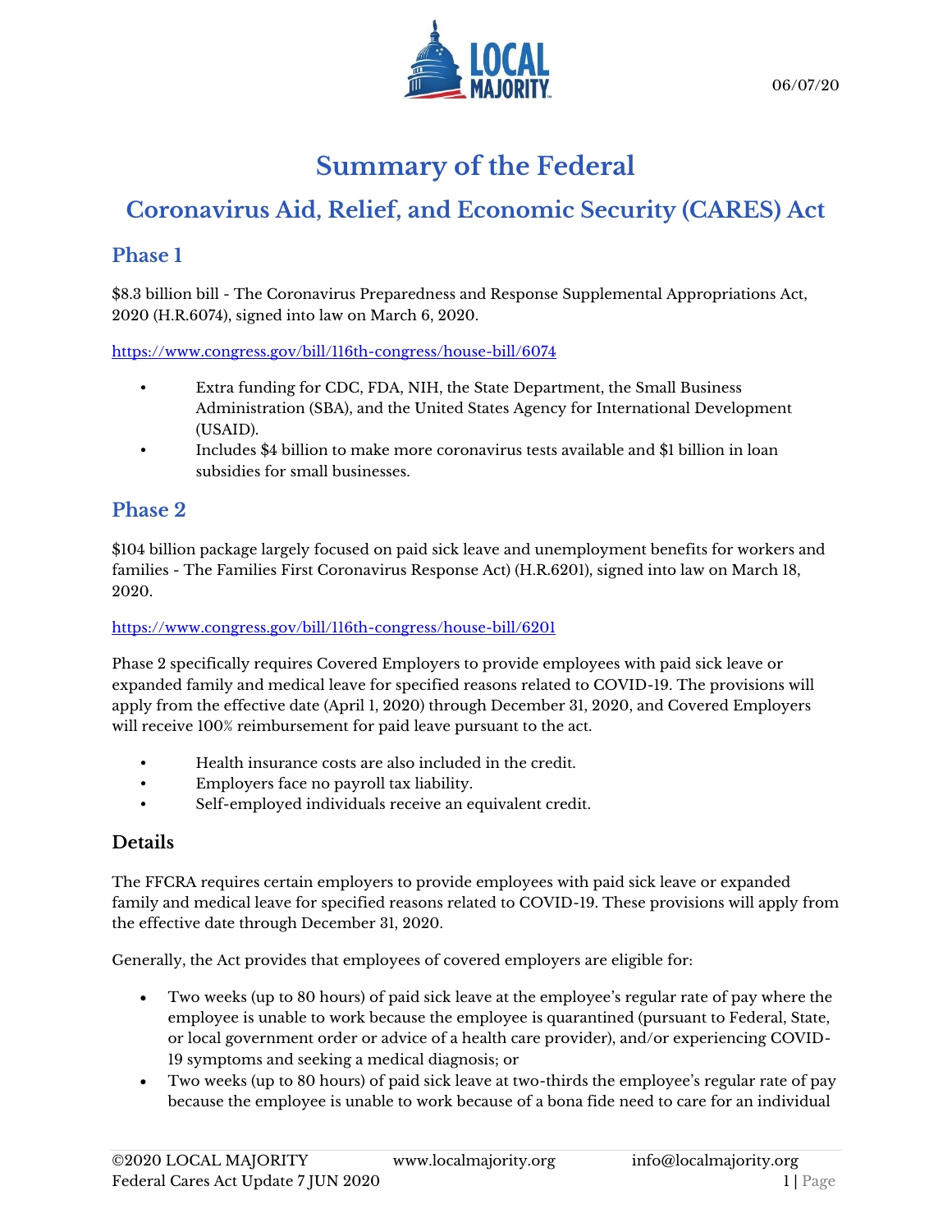06/07/20

# Summary of the Federal

## Coronavirus Aid, Relief, and Economic Security (CARES) Act

## Phase 1

$8.3 billion bill - The Coronavirus Preparedness and Response Supplemental Appropriations Act, 2020 (H.R.6074), signed into law on March 6, 2020.

https://www.congress.gov/bill/116th-congress/house-bill/6074

- Extra funding for CDC, FDA, NIH, the State Department, the Small Business Administration (SBA), and the United States Agency for International Development (USAID).
- Includes $4 billion to make more coronavirus tests available and $1 billion in loan subsidies for small businesses.

## Phase 2

$104 billion package largely focused on paid sick leave and unemployment benefits for workers and families - The Families First Coronavirus Response Act) (H.R.6201), signed into law on March 18, 2020.

https://www.congress.gov/bill/116th-congress/house-bill/6201

Phase 2 specifically requires Covered Employers to provide employees with paid sick leave or expanded family and medical leave for specified reasons related to COVID-19. The provisions will apply from the effective date (April 1, 2020) through December 31, 2020, and Covered Employers will receive 100% reimbursement for paid leave pursuant to the act.

- Health insurance costs are also included in the credit.
- Employers face no payroll tax liability.
- Self-employed individuals receive an equivalent credit.

### Details

The FFCRA requires certain employers to provide employees with paid sick leave or expanded family and medical leave for specified reasons related to COVID-19. These provisions will apply from the effective date through December 31, 2020.

Generally, the Act provides that employees of covered employers are eligible for:

- Two weeks (up to 80 hours) of paid sick leave at the employee's regular rate of pay where the employee is unable to work because the employee is quarantined (pursuant to Federal, State, or local government order or advice of a health care provider), and/or experiencing COVID-19 symptoms and seeking a medical diagnosis; or
- Two weeks (up to 80 hours) of paid sick leave at two-thirds the employee's regular rate of pay because the employee is unable to work because of a bona fide need to care for an individual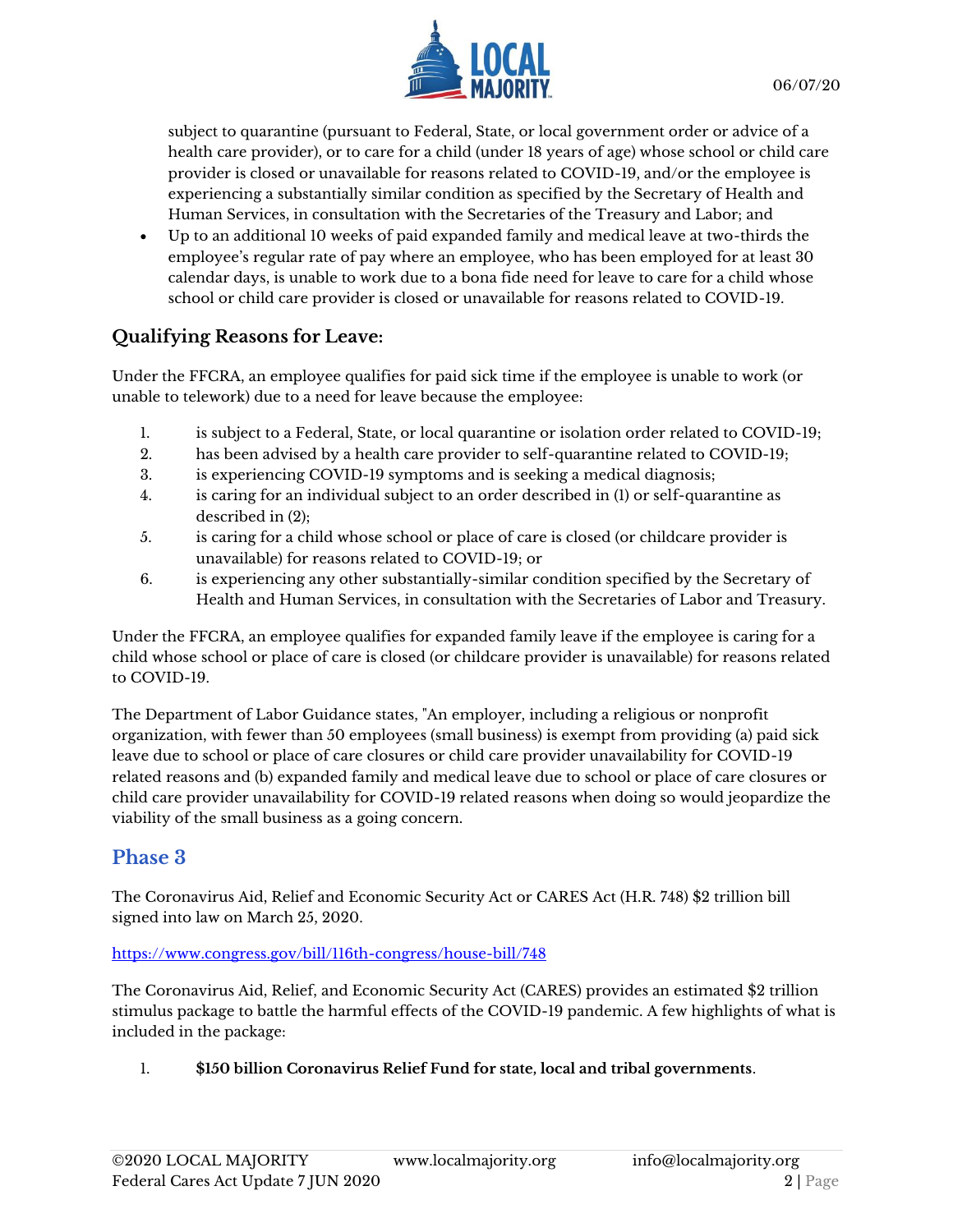subject to quarantine (pursuant to Federal, State, or local government order or advice of a health care provider), or to care for a child (under 18 years of age) whose school or child care provider is closed or unavailable for reasons related to COVID-19, and/or the employee is experiencing a substantially similar condition as specified by the Secretary of Health and Human Services, in consultation with the Secretaries of the Treasury and Labor; and

- Up to an additional 10 weeks of paid expanded family and medical leave at two-thirds the employee's regular rate of pay where an employee, who has been employed for at least 30 calendar days, is unable to work due to a bona fide need for leave to care for a child whose school or child care provider is closed or unavailable for reasons related to COVID-19.

### Qualifying Reasons for Leave:

Under the FFCRA, an employee qualifies for paid sick time if the employee is unable to work (or unable to telework) due to a need for leave because the employee:

1. is subject to a Federal, State, or local quarantine or isolation order related to COVID-19;
2. has been advised by a health care provider to self-quarantine related to COVID-19;
3. is experiencing COVID-19 symptoms and is seeking a medical diagnosis;
4. is caring for an individual subject to an order described in (1) or self-quarantine as described in (2);
5. is caring for a child whose school or place of care is closed (or childcare provider is unavailable) for reasons related to COVID-19; or
6. is experiencing any other substantially-similar condition specified by the Secretary of Health and Human Services, in consultation with the Secretaries of Labor and Treasury.

Under the FFCRA, an employee qualifies for expanded family leave if the employee is caring for a child whose school or place of care is closed (or childcare provider is unavailable) for reasons related to COVID-19.

The Department of Labor Guidance states, "An employer, including a religious or nonprofit organization, with fewer than 50 employees (small business) is exempt from providing (a) paid sick leave due to school or place of care closures or child care provider unavailability for COVID-19 related reasons and (b) expanded family and medical leave due to school or place of care closures or child care provider unavailability for COVID-19 related reasons when doing so would jeopardize the viability of the small business as a going concern.

## Phase 3

The Coronavirus Aid, Relief and Economic Security Act or CARES Act (H.R. 748) $2 trillion bill signed into law on March 25, 2020.

https://www.congress.gov/bill/116th-congress/house-bill/748

The Coronavirus Aid, Relief, and Economic Security Act (CARES) provides an estimated $2 trillion stimulus package to battle the harmful effects of the COVID-19 pandemic. A few highlights of what is included in the package:

1. **$150 billion Coronavirus Relief Fund for state, local and tribal governments**.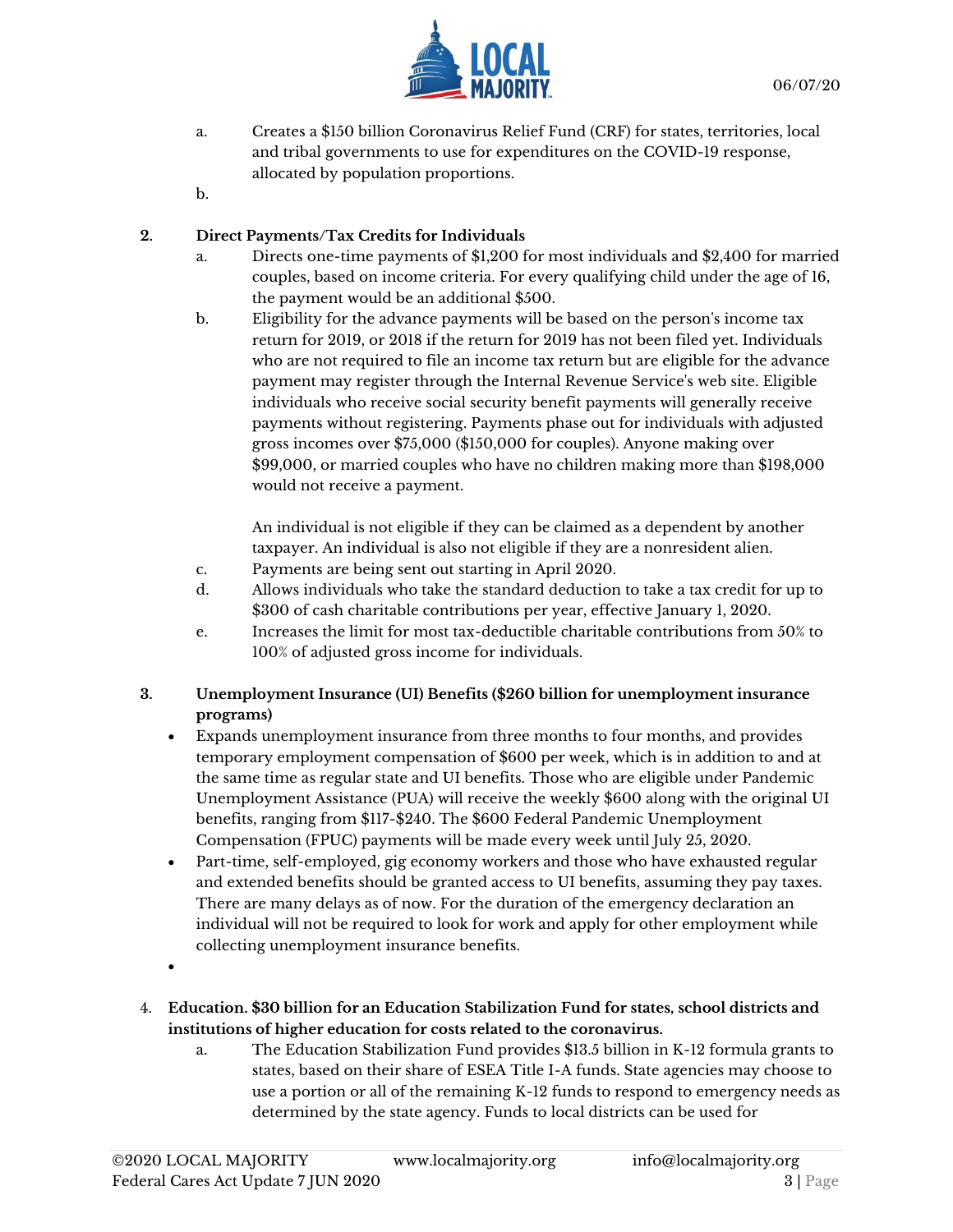a. Creates a $150 billion Coronavirus Relief Fund (CRF) for states, territories, local and tribal governments to use for expenditures on the COVID-19 response, allocated by population proportions.

b.

2. **Direct Payments/Tax Credits for Individuals**

   a. Directs one-time payments of $1,200 for most individuals and $2,400 for married couples, based on income criteria. For every qualifying child under the age of 16, the payment would be an additional $500.

   b. Eligibility for the advance payments will be based on the person's income tax return for 2019, or 2018 if the return for 2019 has not been filed yet. Individuals who are not required to file an income tax return but are eligible for the advance payment may register through the Internal Revenue Service's web site. Eligible individuals who receive social security benefit payments will generally receive payments without registering. Payments phase out for individuals with adjusted gross incomes over $75,000 ($150,000 for couples). Anyone making over $99,000, or married couples who have no children making more than $198,000 would not receive a payment.

      An individual is not eligible if they can be claimed as a dependent by another taxpayer. An individual is also not eligible if they are a nonresident alien.

   c. Payments are being sent out starting in April 2020.

   d. Allows individuals who take the standard deduction to take a tax credit for up to $300 of cash charitable contributions per year, effective January 1, 2020.

   e. Increases the limit for most tax-deductible charitable contributions from 50% to 100% of adjusted gross income for individuals.

3. **Unemployment Insurance (UI) Benefits ($260 billion for unemployment insurance programs)**

   - Expands unemployment insurance from three months to four months, and provides temporary employment compensation of $600 per week, which is in addition to and at the same time as regular state and UI benefits. Those who are eligible under Pandemic Unemployment Assistance (PUA) will receive the weekly $600 along with the original UI benefits, ranging from $117-$240. The $600 Federal Pandemic Unemployment Compensation (FPUC) payments will be made every week until July 25, 2020.
   - Part-time, self-employed, gig economy workers and those who have exhausted regular and extended benefits should be granted access to UI benefits, assuming they pay taxes. There are many delays as of now. For the duration of the emergency declaration an individual will not be required to look for work and apply for other employment while collecting unemployment insurance benefits.
   -

4. **Education. $30 billion for an Education Stabilization Fund for states, school districts and institutions of higher education for costs related to the coronavirus.**

   a. The Education Stabilization Fund provides $13.5 billion in K-12 formula grants to states, based on their share of ESEA Title I-A funds. State agencies may choose to use a portion or all of the remaining K-12 funds to respond to emergency needs as determined by the state agency. Funds to local districts can be used for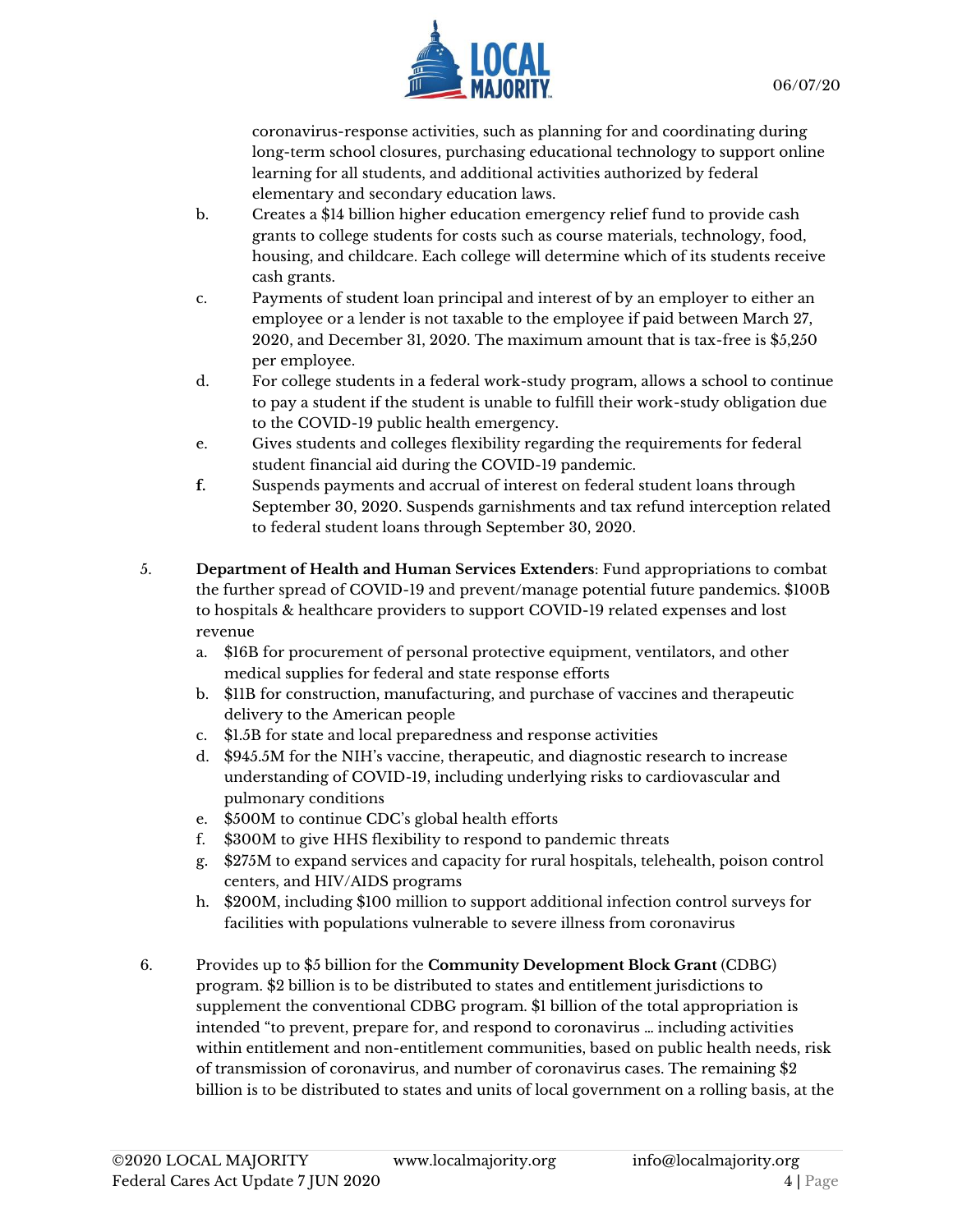coronavirus-response activities, such as planning for and coordinating during long-term school closures, purchasing educational technology to support online learning for all students, and additional activities authorized by federal elementary and secondary education laws.

b. Creates a $14 billion higher education emergency relief fund to provide cash grants to college students for costs such as course materials, technology, food, housing, and childcare. Each college will determine which of its students receive cash grants.

c. Payments of student loan principal and interest of by an employer to either an employee or a lender is not taxable to the employee if paid between March 27, 2020, and December 31, 2020. The maximum amount that is tax-free is $5,250 per employee.

d. For college students in a federal work-study program, allows a school to continue to pay a student if the student is unable to fulfill their work-study obligation due to the COVID-19 public health emergency.

e. Gives students and colleges flexibility regarding the requirements for federal student financial aid during the COVID-19 pandemic.

f. Suspends payments and accrual of interest on federal student loans through September 30, 2020. Suspends garnishments and tax refund interception related to federal student loans through September 30, 2020.

5. **Department of Health and Human Services Extenders**: Fund appropriations to combat the further spread of COVID-19 and prevent/manage potential future pandemics. $100B to hospitals & healthcare providers to support COVID-19 related expenses and lost revenue
   a. $16B for procurement of personal protective equipment, ventilators, and other medical supplies for federal and state response efforts
   b. $11B for construction, manufacturing, and purchase of vaccines and therapeutic delivery to the American people
   c. $1.5B for state and local preparedness and response activities
   d. $945.5M for the NIH's vaccine, therapeutic, and diagnostic research to increase understanding of COVID-19, including underlying risks to cardiovascular and pulmonary conditions
   e. $500M to continue CDC's global health efforts
   f. $300M to give HHS flexibility to respond to pandemic threats
   g. $275M to expand services and capacity for rural hospitals, telehealth, poison control centers, and HIV/AIDS programs
   h. $200M, including $100 million to support additional infection control surveys for facilities with populations vulnerable to severe illness from coronavirus

6. Provides up to $5 billion for the **Community Development Block Grant** (CDBG) program. $2 billion is to be distributed to states and entitlement jurisdictions to supplement the conventional CDBG program. $1 billion of the total appropriation is intended "to prevent, prepare for, and respond to coronavirus … including activities within entitlement and non-entitlement communities, based on public health needs, risk of transmission of coronavirus, and number of coronavirus cases. The remaining $2 billion is to be distributed to states and units of local government on a rolling basis, at the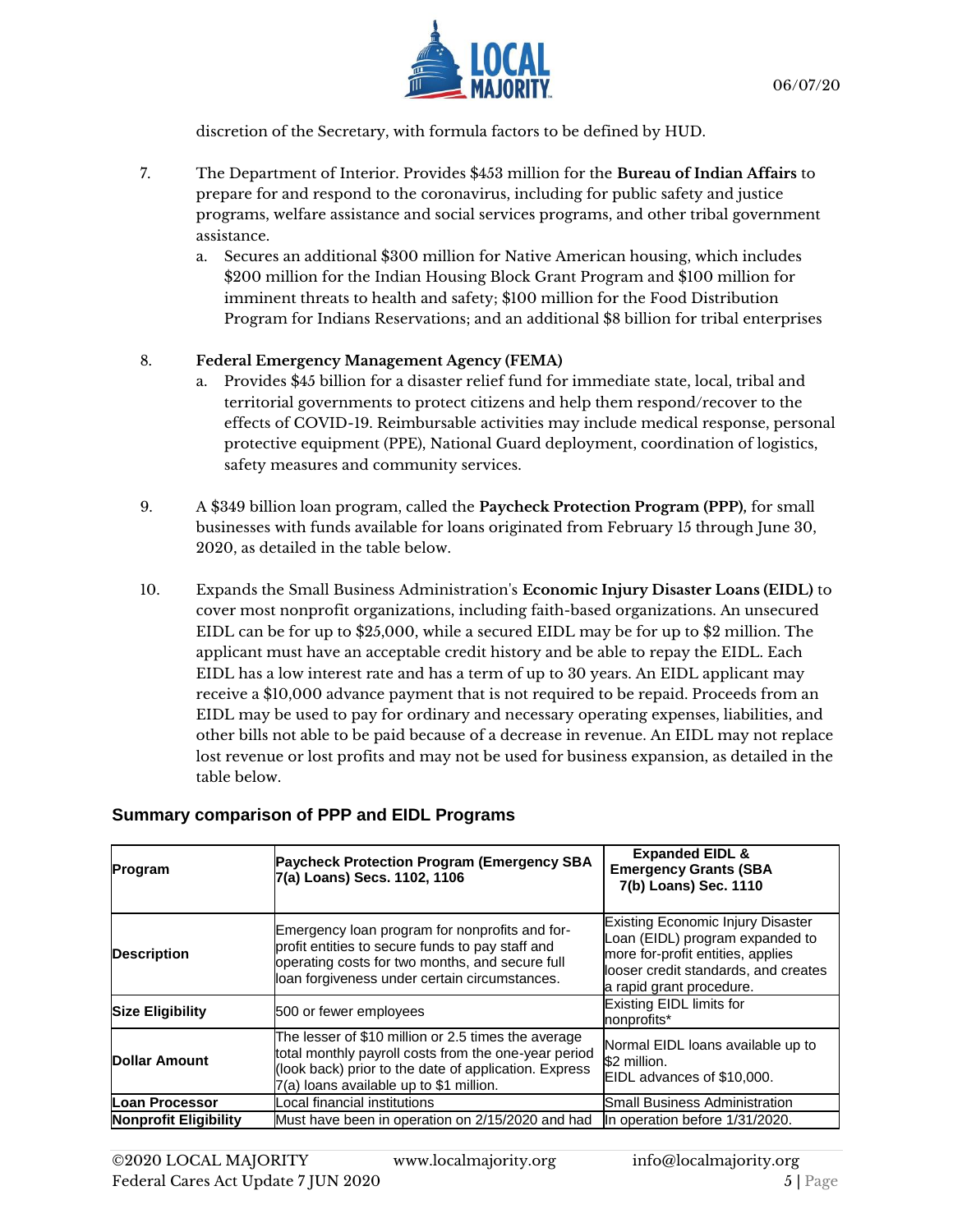discretion of the Secretary, with formula factors to be defined by HUD.

7. The Department of Interior. Provides $453 million for the **Bureau of Indian Affairs** to prepare for and respond to the coronavirus, including for public safety and justice programs, welfare assistance and social services programs, and other tribal government assistance.
    a. Secures an additional $300 million for Native American housing, which includes $200 million for the Indian Housing Block Grant Program and $100 million for imminent threats to health and safety; $100 million for the Food Distribution Program for Indians Reservations; and an additional $8 billion for tribal enterprises

8. **Federal Emergency Management Agency (FEMA)**
    a. Provides $45 billion for a disaster relief fund for immediate state, local, tribal and territorial governments to protect citizens and help them respond/recover to the effects of COVID-19. Reimbursable activities may include medical response, personal protective equipment (PPE), National Guard deployment, coordination of logistics, safety measures and community services.

9. A $349 billion loan program, called the **Paycheck Protection Program (PPP)***,* for small businesses with funds available for loans originated from February 15 through June 30, 2020, as detailed in the table below.

10. Expands the Small Business Administration's **Economic Injury Disaster Loans (EIDL)** to cover most nonprofit organizations, including faith-based organizations. An unsecured EIDL can be for up to $25,000, while a secured EIDL may be for up to $2 million. The applicant must have an acceptable credit history and be able to repay the EIDL. Each EIDL has a low interest rate and has a term of up to 30 years. An EIDL applicant may receive a $10,000 advance payment that is not required to be repaid. Proceeds from an EIDL may be used to pay for ordinary and necessary operating expenses, liabilities, and other bills not able to be paid because of a decrease in revenue. An EIDL may not replace lost revenue or lost profits and may not be used for business expansion, as detailed in the table below.

## Summary comparison of PPP and EIDL Programs

| **Program** | **Paycheck Protection Program (Emergency SBA 7(a) Loans) Secs. 1102, 1106** | **Expanded EIDL & Emergency Grants (SBA 7(b) Loans) Sec. 1110** |
|---|---|---|
| **Description** | Emergency loan program for nonprofits and for-profit entities to secure funds to pay staff and operating costs for two months, and secure full loan forgiveness under certain circumstances. | Existing Economic Injury Disaster Loan (EIDL) program expanded to more for-profit entities, applies looser credit standards, and creates a rapid grant procedure. |
| **Size Eligibility** | 500 or fewer employees | Existing EIDL limits for nonprofits* |
| **Dollar Amount** | The lesser of $10 million or 2.5 times the average total monthly payroll costs from the one-year period (look back) prior to the date of application. Express 7(a) loans available up to $1 million. | Normal EIDL loans available up to $2 million. EIDL advances of $10,000. |
| **Loan Processor** | Local financial institutions | Small Business Administration |
| **Nonprofit Eligibility** | Must have been in operation on 2/15/2020 and had | In operation before 1/31/2020. |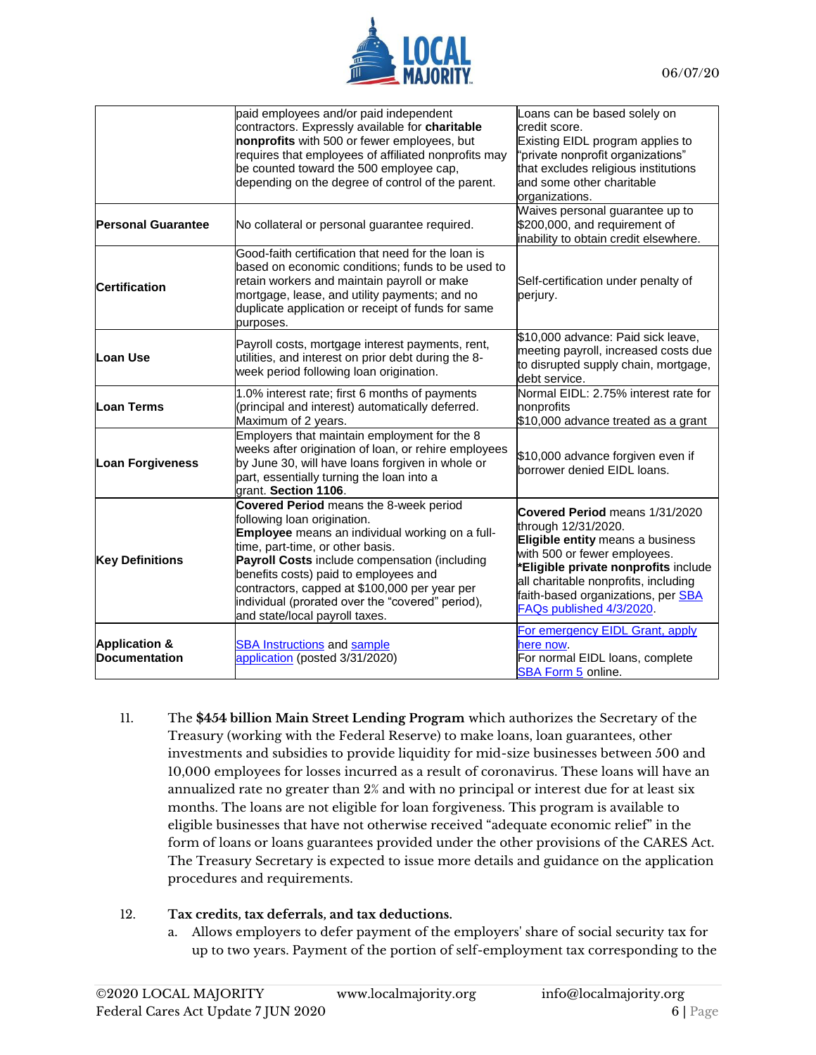| | | |
|---|---|---|
| | paid employees and/or paid independent contractors. Expressly available for **charitable nonprofits** with 500 or fewer employees, but requires that employees of affiliated nonprofits may be counted toward the 500 employee cap, depending on the degree of control of the parent. | Loans can be based solely on credit score. Existing EIDL program applies to "private nonprofit organizations" that excludes religious institutions and some other charitable organizations. |
| **Personal Guarantee** | No collateral or personal guarantee required. | Waives personal guarantee up to $200,000, and requirement of inability to obtain credit elsewhere. |
| **Certification** | Good-faith certification that need for the loan is based on economic conditions; funds to be used to retain workers and maintain payroll or make mortgage, lease, and utility payments; and no duplicate application or receipt of funds for same purposes. | Self-certification under penalty of perjury. |
| **Loan Use** | Payroll costs, mortgage interest payments, rent, utilities, and interest on prior debt during the 8-week period following loan origination. | $10,000 advance: Paid sick leave, meeting payroll, increased costs due to disrupted supply chain, mortgage, debt service. |
| **Loan Terms** | 1.0% interest rate; first 6 months of payments (principal and interest) automatically deferred. Maximum of 2 years. | Normal EIDL: 2.75% interest rate for nonprofits<br>$10,000 advance treated as a grant |
| **Loan Forgiveness** | Employers that maintain employment for the 8 weeks after origination of loan, or rehire employees by June 30, will have loans forgiven in whole or part, essentially turning the loan into a grant. **Section 1106**. | $10,000 advance forgiven even if borrower denied EIDL loans. |
| **Key Definitions** | **Covered Period** means the 8-week period following loan origination.<br>**Employee** means an individual working on a full-time, part-time, or other basis.<br>**Payroll Costs** include compensation (including benefits costs) paid to employees and contractors, capped at $100,000 per year per individual (prorated over the "covered" period), and state/local payroll taxes. | **Covered Period** means 1/31/2020 through 12/31/2020.<br>**Eligible entity** means a business with 500 or fewer employees.<br>***Eligible private nonprofits** include all charitable nonprofits, including faith-based organizations, per SBA FAQs published 4/3/2020. |
| **Application & Documentation** | SBA Instructions and sample application (posted 3/31/2020) | For emergency EIDL Grant, apply here now.<br>For normal EIDL loans, complete SBA Form 5 online. |

11. The **$454 billion Main Street Lending Program** which authorizes the Secretary of the Treasury (working with the Federal Reserve) to make loans, loan guarantees, other investments and subsidies to provide liquidity for mid-size businesses between 500 and 10,000 employees for losses incurred as a result of coronavirus. These loans will have an annualized rate no greater than 2% and with no principal or interest due for at least six months. The loans are not eligible for loan forgiveness. This program is available to eligible businesses that have not otherwise received "adequate economic relief" in the form of loans or loans guarantees provided under the other provisions of the CARES Act. The Treasury Secretary is expected to issue more details and guidance on the application procedures and requirements.

12. **Tax credits, tax deferrals, and tax deductions.**
    a. Allows employers to defer payment of the employers' share of social security tax for up to two years. Payment of the portion of self-employment tax corresponding to the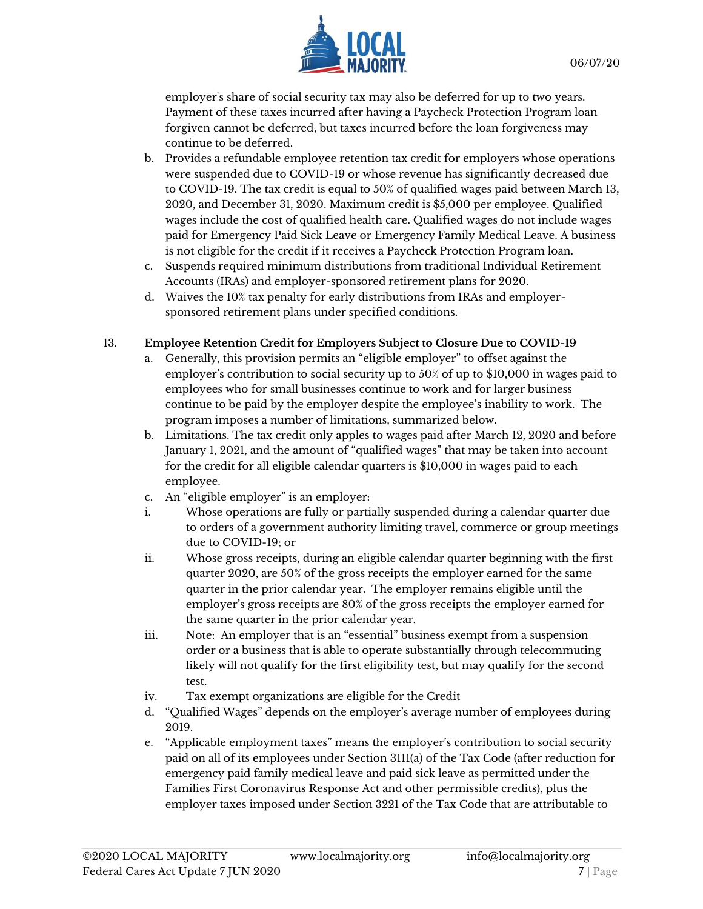employer's share of social security tax may also be deferred for up to two years. Payment of these taxes incurred after having a Paycheck Protection Program loan forgiven cannot be deferred, but taxes incurred before the loan forgiveness may continue to be deferred.

b. Provides a refundable employee retention tax credit for employers whose operations were suspended due to COVID-19 or whose revenue has significantly decreased due to COVID-19. The tax credit is equal to 50% of qualified wages paid between March 13, 2020, and December 31, 2020. Maximum credit is $5,000 per employee. Qualified wages include the cost of qualified health care. Qualified wages do not include wages paid for Emergency Paid Sick Leave or Emergency Family Medical Leave. A business is not eligible for the credit if it receives a Paycheck Protection Program loan.

c. Suspends required minimum distributions from traditional Individual Retirement Accounts (IRAs) and employer-sponsored retirement plans for 2020.

d. Waives the 10% tax penalty for early distributions from IRAs and employer-sponsored retirement plans under specified conditions.

13. **Employee Retention Credit for Employers Subject to Closure Due to COVID-19**

a. Generally, this provision permits an "eligible employer" to offset against the employer's contribution to social security up to 50% of up to $10,000 in wages paid to employees who for small businesses continue to work and for larger business continue to be paid by the employer despite the employee's inability to work. The program imposes a number of limitations, summarized below.

b. Limitations. The tax credit only apples to wages paid after March 12, 2020 and before January 1, 2021, and the amount of "qualified wages" that may be taken into account for the credit for all eligible calendar quarters is $10,000 in wages paid to each employee.

c. An "eligible employer" is an employer:

i. Whose operations are fully or partially suspended during a calendar quarter due to orders of a government authority limiting travel, commerce or group meetings due to COVID-19; or

ii. Whose gross receipts, during an eligible calendar quarter beginning with the first quarter 2020, are 50% of the gross receipts the employer earned for the same quarter in the prior calendar year. The employer remains eligible until the employer's gross receipts are 80% of the gross receipts the employer earned for the same quarter in the prior calendar year.

iii. Note: An employer that is an "essential" business exempt from a suspension order or a business that is able to operate substantially through telecommuting likely will not qualify for the first eligibility test, but may qualify for the second test.

iv. Tax exempt organizations are eligible for the Credit

d. "Qualified Wages" depends on the employer's average number of employees during 2019.

e. "Applicable employment taxes" means the employer's contribution to social security paid on all of its employees under Section 3111(a) of the Tax Code (after reduction for emergency paid family medical leave and paid sick leave as permitted under the Families First Coronavirus Response Act and other permissible credits), plus the employer taxes imposed under Section 3221 of the Tax Code that are attributable to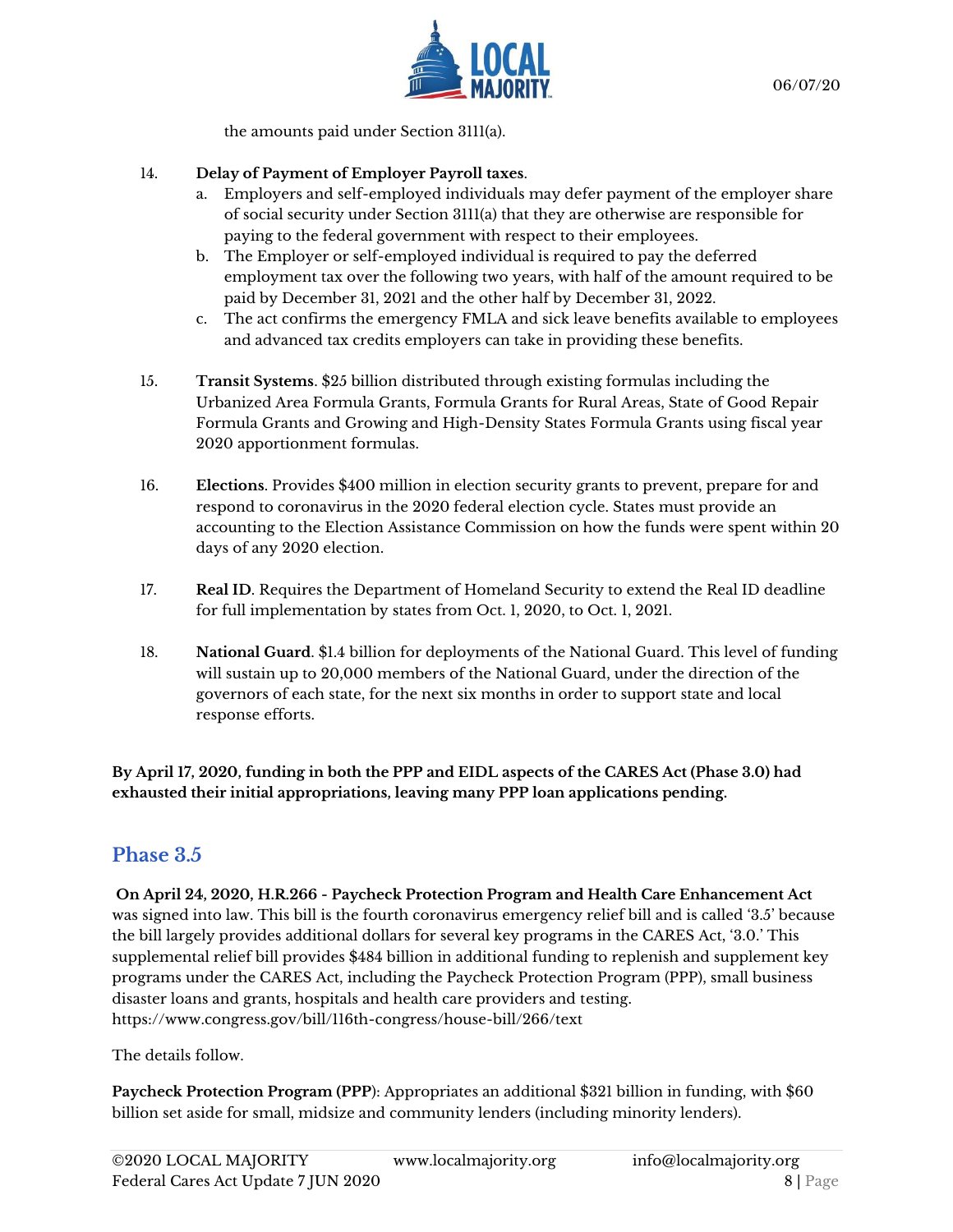the amounts paid under Section 3111(a).

14. **Delay of Payment of Employer Payroll taxes**.
    a. Employers and self-employed individuals may defer payment of the employer share of social security under Section 3111(a) that they are otherwise are responsible for paying to the federal government with respect to their employees.
    b. The Employer or self-employed individual is required to pay the deferred employment tax over the following two years, with half of the amount required to be paid by December 31, 2021 and the other half by December 31, 2022.
    c. The act confirms the emergency FMLA and sick leave benefits available to employees and advanced tax credits employers can take in providing these benefits.

15. **Transit Systems**. $25 billion distributed through existing formulas including the Urbanized Area Formula Grants, Formula Grants for Rural Areas, State of Good Repair Formula Grants and Growing and High-Density States Formula Grants using fiscal year 2020 apportionment formulas.

16. **Elections**. Provides $400 million in election security grants to prevent, prepare for and respond to coronavirus in the 2020 federal election cycle. States must provide an accounting to the Election Assistance Commission on how the funds were spent within 20 days of any 2020 election.

17. **Real ID**. Requires the Department of Homeland Security to extend the Real ID deadline for full implementation by states from Oct. 1, 2020, to Oct. 1, 2021.

18. **National Guard**. $1.4 billion for deployments of the National Guard. This level of funding will sustain up to 20,000 members of the National Guard, under the direction of the governors of each state, for the next six months in order to support state and local response efforts.

**By April 17, 2020, funding in both the PPP and EIDL aspects of the CARES Act (Phase 3.0) had exhausted their initial appropriations, leaving many PPP loan applications pending.**

## Phase 3.5

**On April 24, 2020, H.R.266 - Paycheck Protection Program and Health Care Enhancement Act** was signed into law. This bill is the fourth coronavirus emergency relief bill and is called '3.5' because the bill largely provides additional dollars for several key programs in the CARES Act, '3.0.' This supplemental relief bill provides $484 billion in additional funding to replenish and supplement key programs under the CARES Act, including the Paycheck Protection Program (PPP), small business disaster loans and grants, hospitals and health care providers and testing. https://www.congress.gov/bill/116th-congress/house-bill/266/text

The details follow.

**Paycheck Protection Program (PPP)**: Appropriates an additional $321 billion in funding, with $60 billion set aside for small, midsize and community lenders (including minority lenders).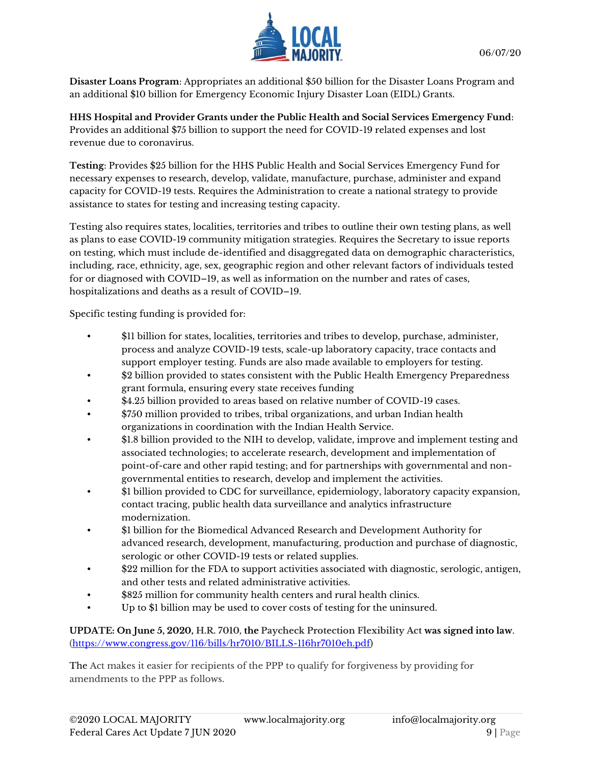**Disaster Loans Program**: Appropriates an additional $50 billion for the Disaster Loans Program and an additional $10 billion for Emergency Economic Injury Disaster Loan (EIDL) Grants.

**HHS Hospital and Provider Grants under the Public Health and Social Services Emergency Fund**: Provides an additional $75 billion to support the need for COVID-19 related expenses and lost revenue due to coronavirus.

**Testing**: Provides $25 billion for the HHS Public Health and Social Services Emergency Fund for necessary expenses to research, develop, validate, manufacture, purchase, administer and expand capacity for COVID-19 tests. Requires the Administration to create a national strategy to provide assistance to states for testing and increasing testing capacity.

Testing also requires states, localities, territories and tribes to outline their own testing plans, as well as plans to ease COVID-19 community mitigation strategies. Requires the Secretary to issue reports on testing, which must include de-identified and disaggregated data on demographic characteristics, including, race, ethnicity, age, sex, geographic region and other relevant factors of individuals tested for or diagnosed with COVID–19, as well as information on the number and rates of cases, hospitalizations and deaths as a result of COVID–19.

Specific testing funding is provided for:

- $11 billion for states, localities, territories and tribes to develop, purchase, administer, process and analyze COVID-19 tests, scale-up laboratory capacity, trace contacts and support employer testing. Funds are also made available to employers for testing.
- $2 billion provided to states consistent with the Public Health Emergency Preparedness grant formula, ensuring every state receives funding
- $4.25 billion provided to areas based on relative number of COVID-19 cases.
- $750 million provided to tribes, tribal organizations, and urban Indian health organizations in coordination with the Indian Health Service.
- $1.8 billion provided to the NIH to develop, validate, improve and implement testing and associated technologies; to accelerate research, development and implementation of point-of-care and other rapid testing; and for partnerships with governmental and non-governmental entities to research, develop and implement the activities.
- $1 billion provided to CDC for surveillance, epidemiology, laboratory capacity expansion, contact tracing, public health data surveillance and analytics infrastructure modernization.
- $1 billion for the Biomedical Advanced Research and Development Authority for advanced research, development, manufacturing, production and purchase of diagnostic, serologic or other COVID-19 tests or related supplies.
- $22 million for the FDA to support activities associated with diagnostic, serologic, antigen, and other tests and related administrative activities.
- $825 million for community health centers and rural health clinics.
- Up to $1 billion may be used to cover costs of testing for the uninsured.

**UPDATE: On June 5, 2020,** H.R. 7010, **the** Paycheck Protection Flexibility Act **was signed into law**. ([https://www.congress.gov/116/bills/hr7010/BILLS-116hr7010eh.pdf](https://www.congress.gov/116/bills/hr7010/BILLS-116hr7010eh.pdf))

The Act makes it easier for recipients of the PPP to qualify for forgiveness by providing for amendments to the PPP as follows.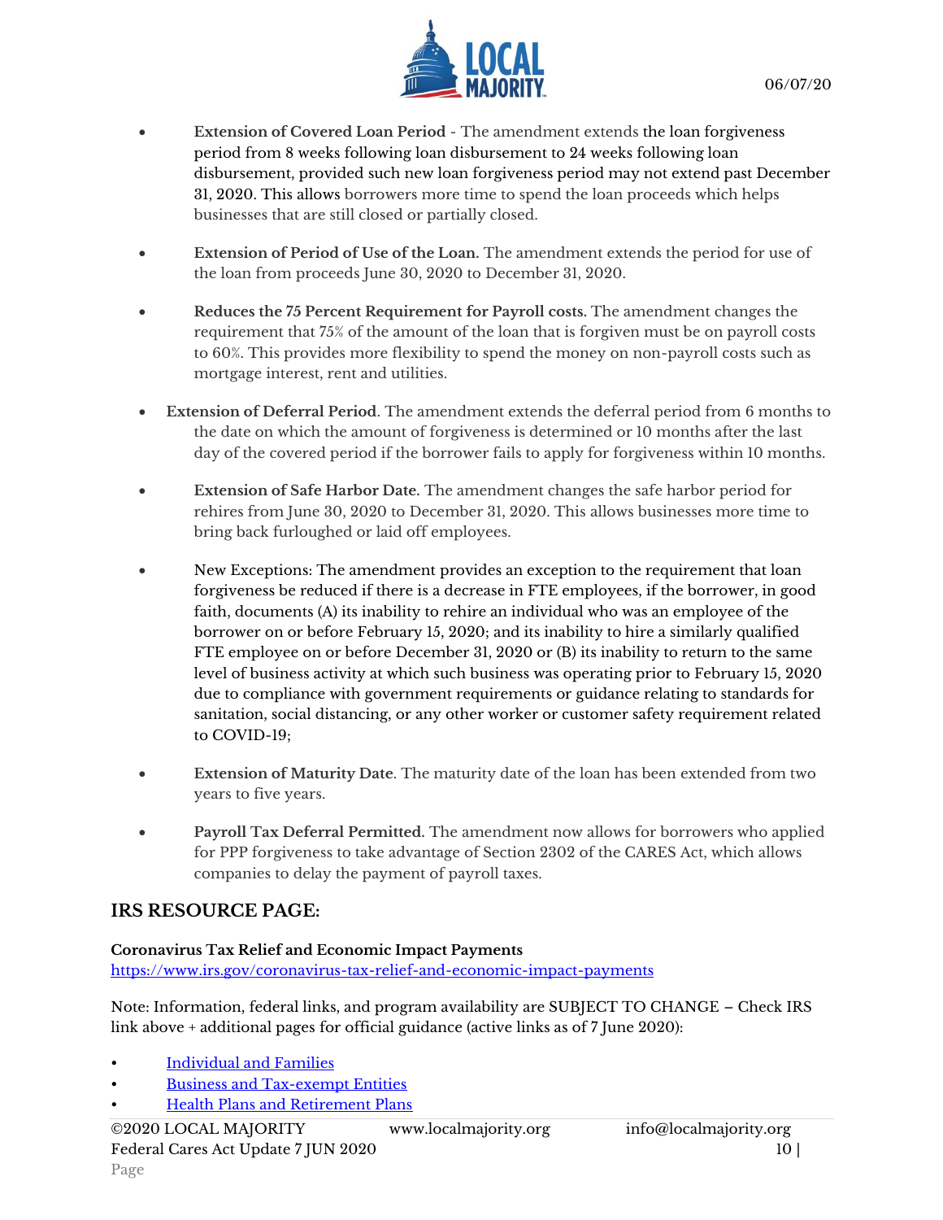- **Extension of Covered Loan Period** - The amendment extends the loan forgiveness period from 8 weeks following loan disbursement to 24 weeks following loan disbursement, provided such new loan forgiveness period may not extend past December 31, 2020. This allows borrowers more time to spend the loan proceeds which helps businesses that are still closed or partially closed.

- **Extension of Period of Use of the Loan.** The amendment extends the period for use of the loan from proceeds June 30, 2020 to December 31, 2020.

- **Reduces the 75 Percent Requirement for Payroll costs.** The amendment changes the requirement that 75% of the amount of the loan that is forgiven must be on payroll costs to 60%. This provides more flexibility to spend the money on non-payroll costs such as mortgage interest, rent and utilities.

- **Extension of Deferral Period**. The amendment extends the deferral period from 6 months to the date on which the amount of forgiveness is determined or 10 months after the last day of the covered period if the borrower fails to apply for forgiveness within 10 months.

- **Extension of Safe Harbor Date.** The amendment changes the safe harbor period for rehires from June 30, 2020 to December 31, 2020. This allows businesses more time to bring back furloughed or laid off employees.

- New Exceptions: The amendment provides an exception to the requirement that loan forgiveness be reduced if there is a decrease in FTE employees, if the borrower, in good faith, documents (A) its inability to rehire an individual who was an employee of the borrower on or before February 15, 2020; and its inability to hire a similarly qualified FTE employee on or before December 31, 2020 or (B) its inability to return to the same level of business activity at which such business was operating prior to February 15, 2020 due to compliance with government requirements or guidance relating to standards for sanitation, social distancing, or any other worker or customer safety requirement related to COVID-19;

- **Extension of Maturity Date**. The maturity date of the loan has been extended from two years to five years.

- **Payroll Tax Deferral Permitted.** The amendment now allows for borrowers who applied for PPP forgiveness to take advantage of Section 2302 of the CARES Act, which allows companies to delay the payment of payroll taxes.

## IRS RESOURCE PAGE:

**Coronavirus Tax Relief and Economic Impact Payments**
https://www.irs.gov/coronavirus-tax-relief-and-economic-impact-payments

Note: Information, federal links, and program availability are SUBJECT TO CHANGE – Check IRS link above + additional pages for official guidance (active links as of 7 June 2020):

- Individual and Families
- Business and Tax-exempt Entities
- Health Plans and Retirement Plans